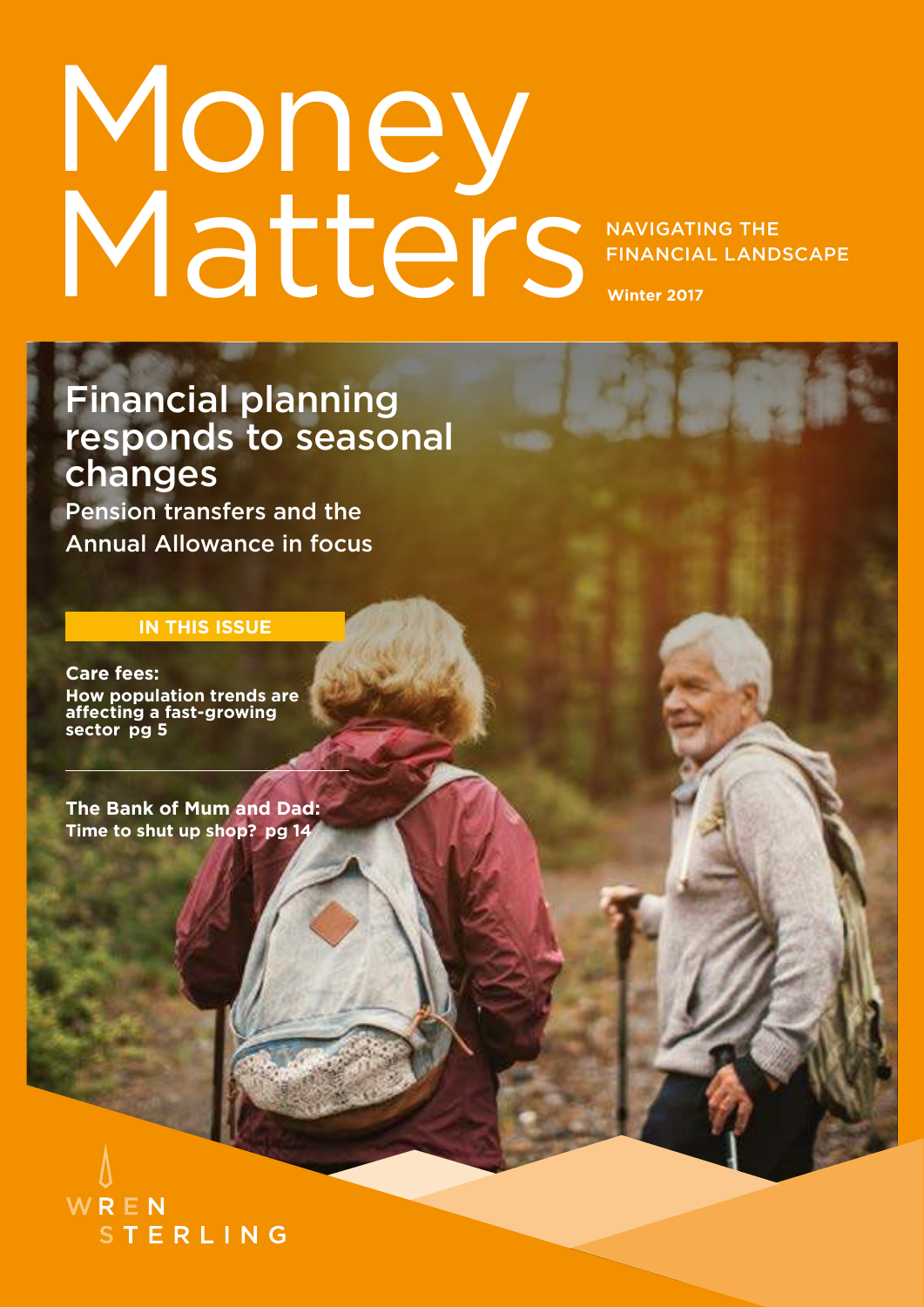# Money Matters

NAVIGATING THE FINANCIAL LANDSCAPE

**Winter 2017**

## Financial planning responds to seasonal changes

Pension transfers and the Annual Allowance in focus

**IN THIS ISSUE**

**Care fees:**
**How population trends are affecting a fast-growing sector pg 5**

**The Bank of Mum and Dad: Time to shut up shop? pg 14**

WREN STERLING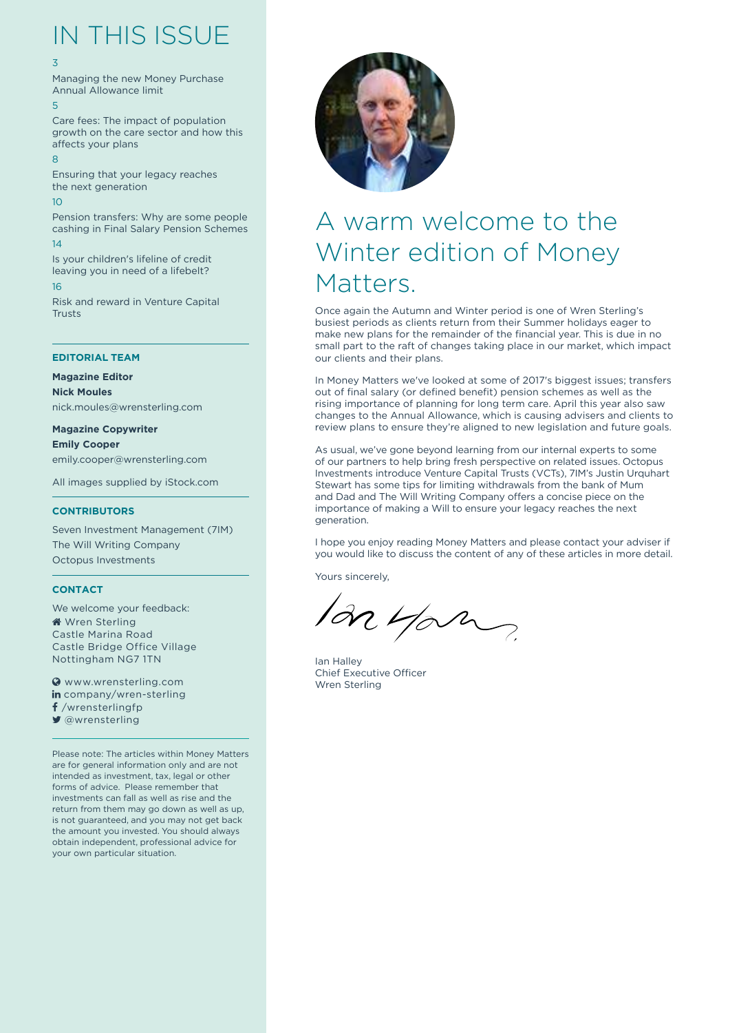# IN THIS ISSUE

3
Managing the new Money Purchase Annual Allowance limit

5
Care fees: The impact of population growth on the care sector and how this affects your plans

8
Ensuring that your legacy reaches the next generation

10
Pension transfers: Why are some people cashing in Final Salary Pension Schemes

14
Is your children's lifeline of credit leaving you in need of a lifebelt?

16
Risk and reward in Venture Capital Trusts

---

**EDITORIAL TEAM**

**Magazine Editor**
**Nick Moules**
nick.moules@wrensterling.com

**Magazine Copywriter**
**Emily Cooper**
emily.cooper@wrensterling.com

All images supplied by iStock.com

---

**CONTRIBUTORS**

Seven Investment Management (7IM)
The Will Writing Company
Octopus Investments

---

**CONTACT**

We welcome your feedback:
Wren Sterling
Castle Marina Road
Castle Bridge Office Village
Nottingham NG7 1TN

www.wrensterling.com
company/wren-sterling
/wrensterlingfp
@wrensterling

---

Please note: The articles within Money Matters are for general information only and are not intended as investment, tax, legal or other forms of advice. Please remember that investments can fall as well as rise and the return from them may go down as well as up, is not guaranteed, and you may not get back the amount you invested. You should always obtain independent, professional advice for your own particular situation.

# A warm welcome to the Winter edition of Money Matters.

Once again the Autumn and Winter period is one of Wren Sterling's busiest periods as clients return from their Summer holidays eager to make new plans for the remainder of the financial year. This is due in no small part to the raft of changes taking place in our market, which impact our clients and their plans.

In Money Matters we've looked at some of 2017's biggest issues; transfers out of final salary (or defined benefit) pension schemes as well as the rising importance of planning for long term care. April this year also saw changes to the Annual Allowance, which is causing advisers and clients to review plans to ensure they're aligned to new legislation and future goals.

As usual, we've gone beyond learning from our internal experts to some of our partners to help bring fresh perspective on related issues. Octopus Investments introduce Venture Capital Trusts (VCTs), 7IM's Justin Urquhart Stewart has some tips for limiting withdrawals from the bank of Mum and Dad and The Will Writing Company offers a concise piece on the importance of making a Will to ensure your legacy reaches the next generation.

I hope you enjoy reading Money Matters and please contact your adviser if you would like to discuss the content of any of these articles in more detail.

Yours sincerely,

Ian Halley
Chief Executive Officer
Wren Sterling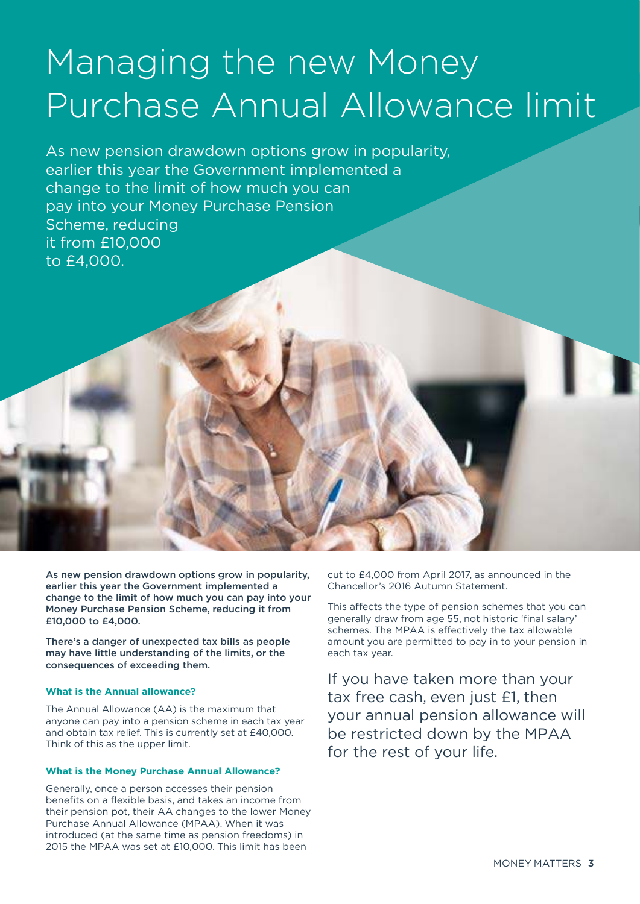# Managing the new Money Purchase Annual Allowance limit

As new pension drawdown options grow in popularity, earlier this year the Government implemented a change to the limit of how much you can pay into your Money Purchase Pension Scheme, reducing it from £10,000 to £4,000.

**As new pension drawdown options grow in popularity, earlier this year the Government implemented a change to the limit of how much you can pay into your Money Purchase Pension Scheme, reducing it from £10,000 to £4,000.**

**There's a danger of unexpected tax bills as people may have little understanding of the limits, or the consequences of exceeding them.**

### What is the Annual allowance?

The Annual Allowance (AA) is the maximum that anyone can pay into a pension scheme in each tax year and obtain tax relief. This is currently set at £40,000. Think of this as the upper limit.

### What is the Money Purchase Annual Allowance?

Generally, once a person accesses their pension benefits on a flexible basis, and takes an income from their pension pot, their AA changes to the lower Money Purchase Annual Allowance (MPAA). When it was introduced (at the same time as pension freedoms) in 2015 the MPAA was set at £10,000. This limit has been cut to £4,000 from April 2017, as announced in the Chancellor's 2016 Autumn Statement.

This affects the type of pension schemes that you can generally draw from age 55, not historic 'final salary' schemes. The MPAA is effectively the tax allowable amount you are permitted to pay in to your pension in each tax year.

If you have taken more than your tax free cash, even just £1, then your annual pension allowance will be restricted down by the MPAA for the rest of your life.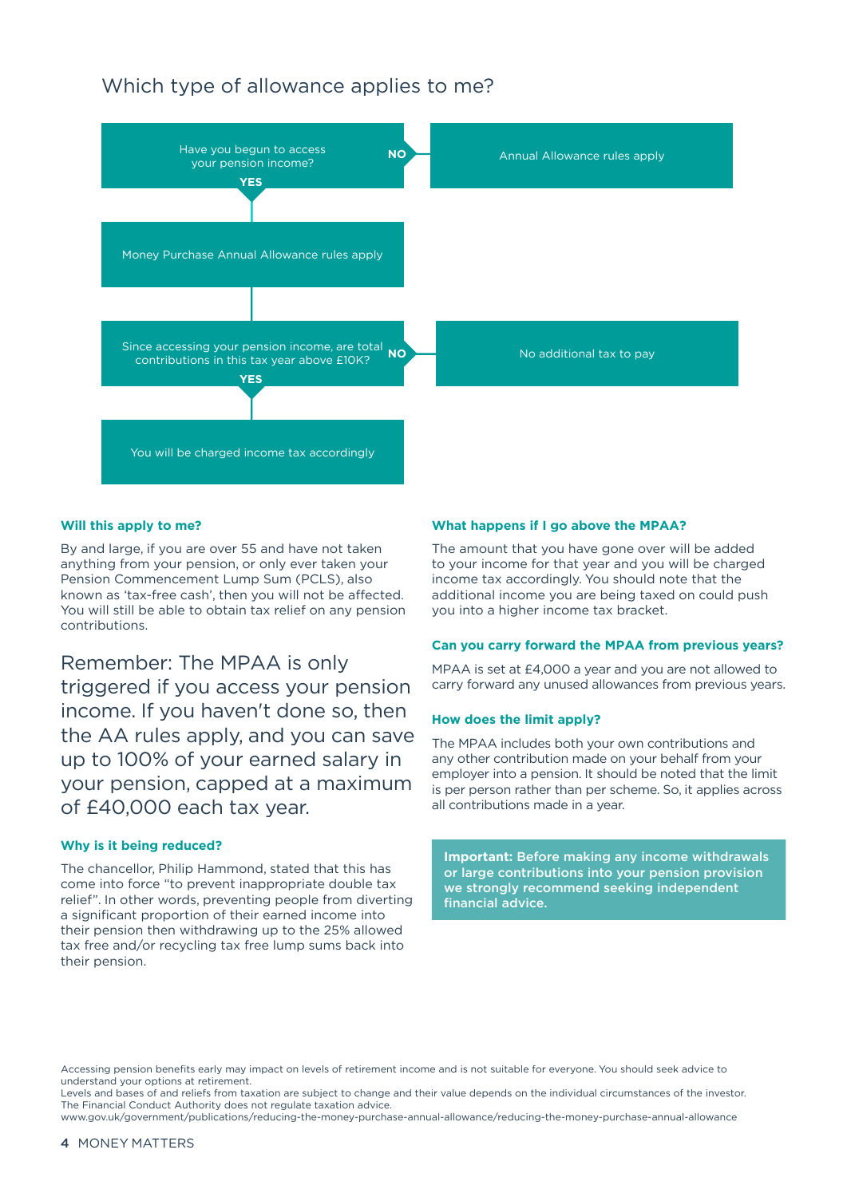## Which type of allowance applies to me?

Have you begun to access your pension income?

**NO** → Annual Allowance rules apply

**YES** → Money Purchase Annual Allowance rules apply

Since accessing your pension income, are total contributions in this tax year above £10K?

**NO** → No additional tax to pay

**YES** → You will be charged income tax accordingly

### Will this apply to me?

By and large, if you are over 55 and have not taken anything from your pension, or only ever taken your Pension Commencement Lump Sum (PCLS), also known as 'tax-free cash', then you will not be affected. You will still be able to obtain tax relief on any pension contributions.

Remember: The MPAA is only triggered if you access your pension income. If you haven't done so, then the AA rules apply, and you can save up to 100% of your earned salary in your pension, capped at a maximum of £40,000 each tax year.

### Why is it being reduced?

The chancellor, Philip Hammond, stated that this has come into force "to prevent inappropriate double tax relief". In other words, preventing people from diverting a significant proportion of their earned income into their pension then withdrawing up to the 25% allowed tax free and/or recycling tax free lump sums back into their pension.

### What happens if I go above the MPAA?

The amount that you have gone over will be added to your income for that year and you will be charged income tax accordingly. You should note that the additional income you are being taxed on could push you into a higher income tax bracket.

### Can you carry forward the MPAA from previous years?

MPAA is set at £4,000 a year and you are not allowed to carry forward any unused allowances from previous years.

### How does the limit apply?

The MPAA includes both your own contributions and any other contribution made on your behalf from your employer into a pension. It should be noted that the limit is per person rather than per scheme. So, it applies across all contributions made in a year.

**Important: Before making any income withdrawals or large contributions into your pension provision we strongly recommend seeking independent financial advice.**

Accessing pension benefits early may impact on levels of retirement income and is not suitable for everyone. You should seek advice to understand your options at retirement.
Levels and bases of and reliefs from taxation are subject to change and their value depends on the individual circumstances of the investor. The Financial Conduct Authority does not regulate taxation advice.
www.gov.uk/government/publications/reducing-the-money-purchase-annual-allowance/reducing-the-money-purchase-annual-allowance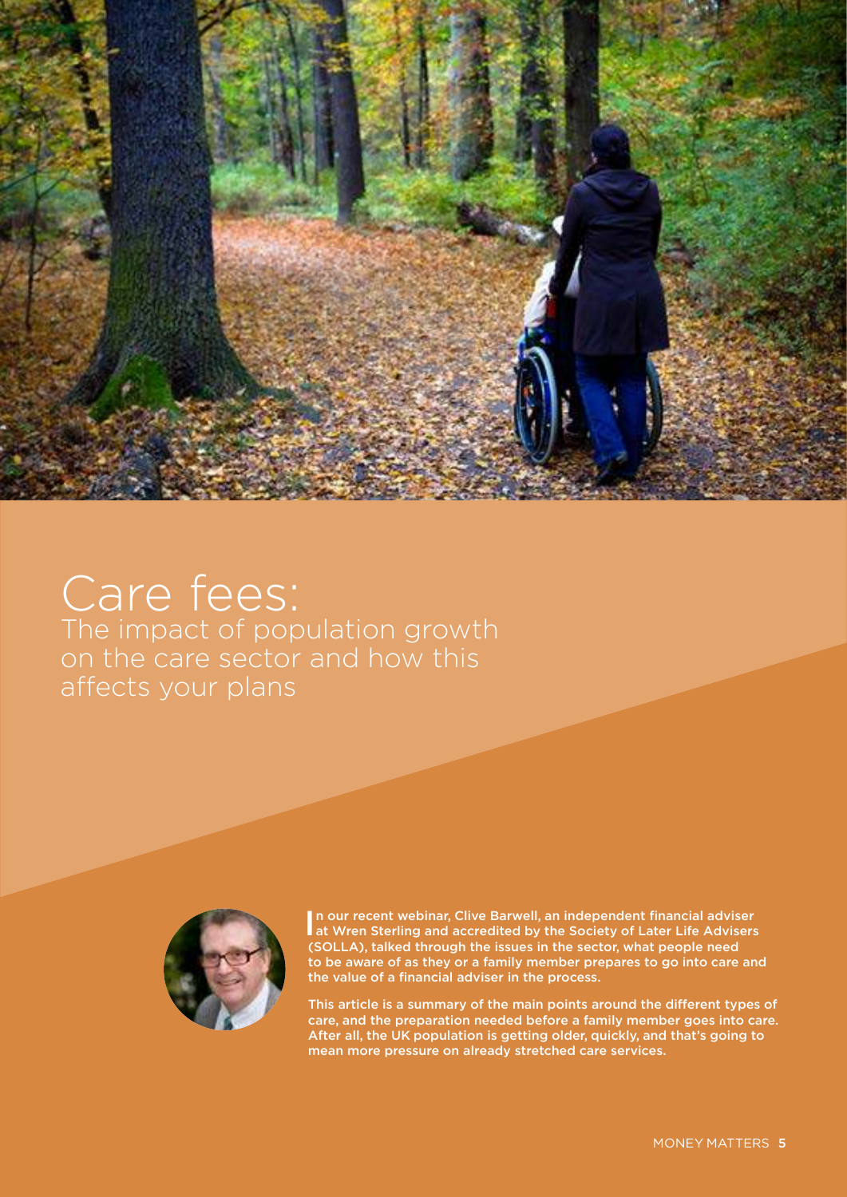# Care fees:

## The impact of population growth on the care sector and how this affects your plans

**In our recent webinar, Clive Barwell, an independent financial adviser at Wren Sterling and accredited by the Society of Later Life Advisers (SOLLA), talked through the issues in the sector, what people need to be aware of as they or a family member prepares to go into care and the value of a financial adviser in the process.**

**This article is a summary of the main points around the different types of care, and the preparation needed before a family member goes into care. After all, the UK population is getting older, quickly, and that's going to mean more pressure on already stretched care services.**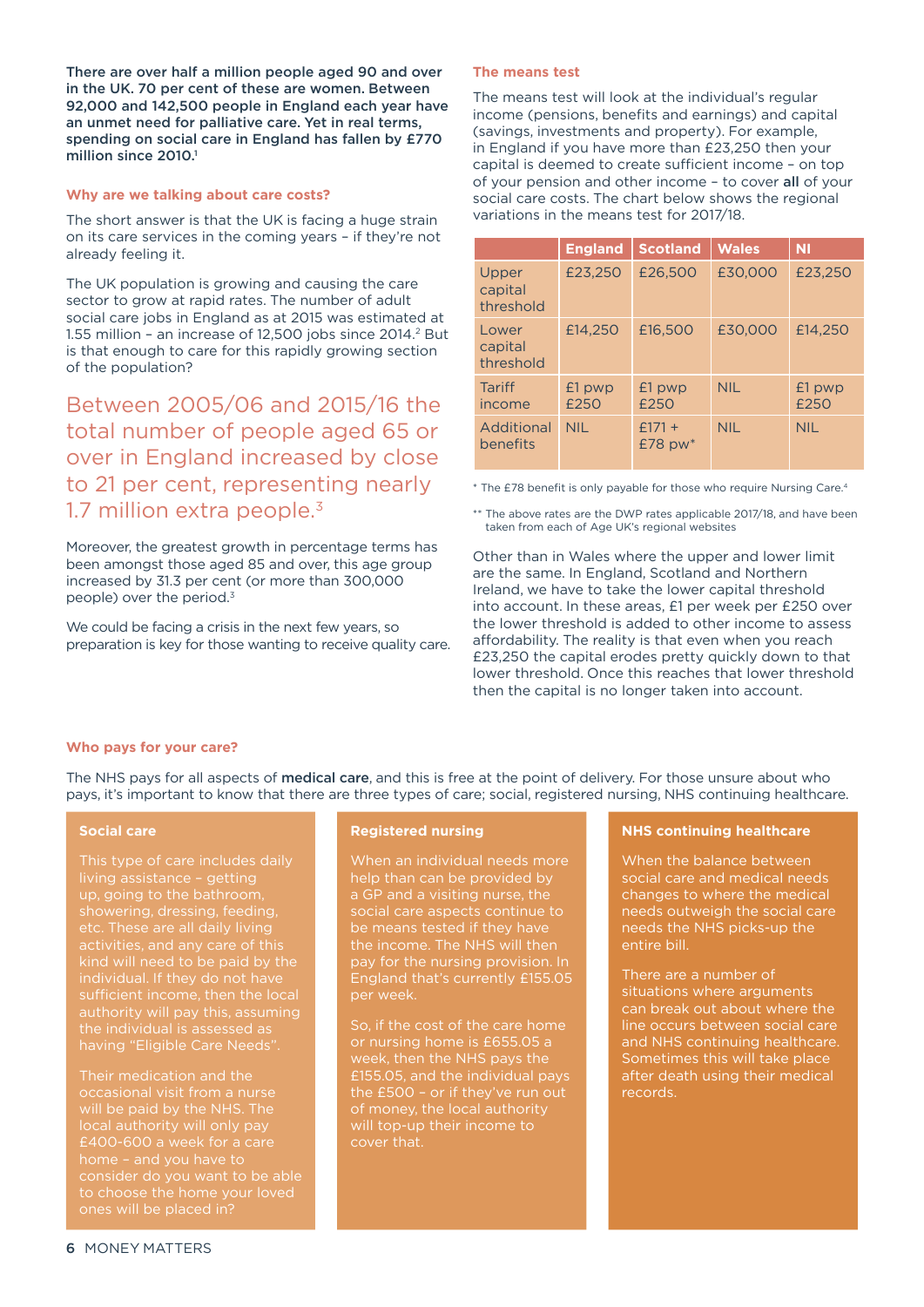**There are over half a million people aged 90 and over in the UK. 70 per cent of these are women. Between 92,000 and 142,500 people in England each year have an unmet need for palliative care. Yet in real terms, spending on social care in England has fallen by £770 million since 2010.[1]**

### Why are we talking about care costs?

The short answer is that the UK is facing a huge strain on its care services in the coming years – if they're not already feeling it.

The UK population is growing and causing the care sector to grow at rapid rates. The number of adult social care jobs in England as at 2015 was estimated at 1.55 million – an increase of 12,500 jobs since 2014.[2] But is that enough to care for this rapidly growing section of the population?

> Between 2005/06 and 2015/16 the total number of people aged 65 or over in England increased by close to 21 per cent, representing nearly 1.7 million extra people.[3]

Moreover, the greatest growth in percentage terms has been amongst those aged 85 and over, this age group increased by 31.3 per cent (or more than 300,000 people) over the period.[3]

We could be facing a crisis in the next few years, so preparation is key for those wanting to receive quality care.

### The means test

The means test will look at the individual's regular income (pensions, benefits and earnings) and capital (savings, investments and property). For example, in England if you have more than £23,250 then your capital is deemed to create sufficient income – on top of your pension and other income – to cover **all** of your social care costs. The chart below shows the regional variations in the means test for 2017/18.

| | England | Scotland | Wales | NI |
|---|---|---|---|---|
| Upper capital threshold | £23,250 | £26,500 | £30,000 | £23,250 |
| Lower capital threshold | £14,250 | £16,500 | £30,000 | £14,250 |
| Tariff income | £1 pwp £250 | £1 pwp £250 | NIL | £1 pwp £250 |
| Additional benefits | NIL | £171 + £78 pw* | NIL | NIL |

\* The £78 benefit is only payable for those who require Nursing Care.[4]

\*\* The above rates are the DWP rates applicable 2017/18, and have been taken from each of Age UK's regional websites

Other than in Wales where the upper and lower limit are the same. In England, Scotland and Northern Ireland, we have to take the lower capital threshold into account. In these areas, £1 per week per £250 over the lower threshold is added to other income to assess affordability. The reality is that even when you reach £23,250 the capital erodes pretty quickly down to that lower threshold. Once this reaches that lower threshold then the capital is no longer taken into account.

### Who pays for your care?

The NHS pays for all aspects of **medical care**, and this is free at the point of delivery. For those unsure about who pays, it's important to know that there are three types of care; social, registered nursing, NHS continuing healthcare.

#### Social care

This type of care includes daily living assistance – getting up, going to the bathroom, showering, dressing, feeding, etc. These are all daily living activities, and any care of this kind will need to be paid by the individual. If they do not have sufficient income, then the local authority will pay this, assuming the individual is assessed as having "Eligible Care Needs".

Their medication and the occasional visit from a nurse will be paid by the NHS. The local authority will only pay £400-600 a week for a care home – and you have to consider do you want to be able to choose the home your loved ones will be placed in?

#### Registered nursing

When an individual needs more help than can be provided by a GP and a visiting nurse, the social care aspects continue to be means tested if they have the income. The NHS will then pay for the nursing provision. In England that's currently £155.05 per week.

So, if the cost of the care home or nursing home is £655.05 a week, then the NHS pays the £155.05, and the individual pays the £500 – or if they've run out of money, the local authority will top-up their income to cover that.

#### NHS continuing healthcare

When the balance between social care and medical needs changes to where the medical needs outweigh the social care needs the NHS picks-up the entire bill.

There are a number of situations where arguments can break out about where the line occurs between social care and NHS continuing healthcare. Sometimes this will take place after death using their medical records.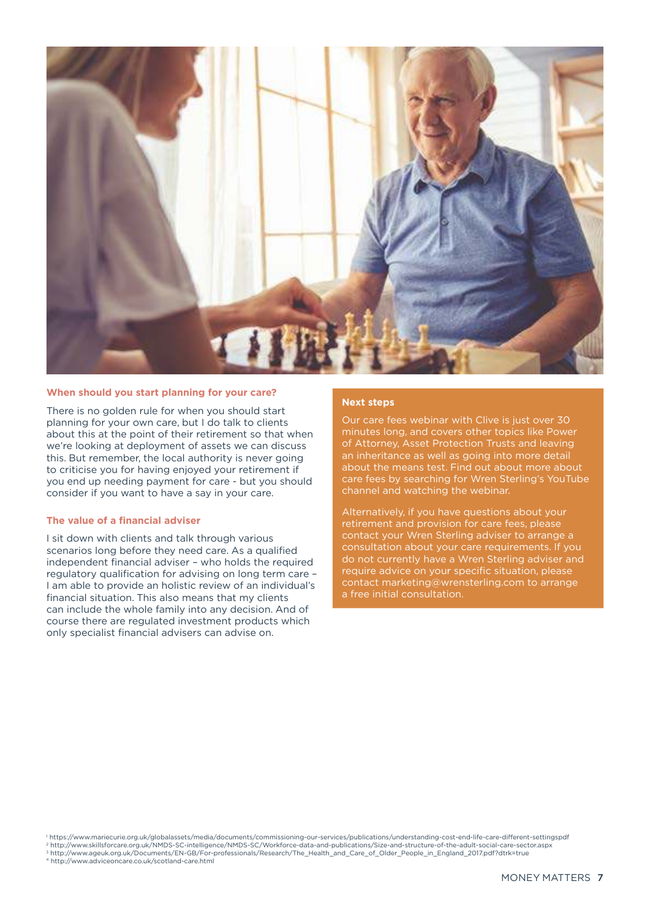### When should you start planning for your care?

There is no golden rule for when you should start planning for your own care, but I do talk to clients about this at the point of their retirement so that when we're looking at deployment of assets we can discuss this. But remember, the local authority is never going to criticise you for having enjoyed your retirement if you end up needing payment for care - but you should consider if you want to have a say in your care.

### The value of a financial adviser

I sit down with clients and talk through various scenarios long before they need care. As a qualified independent financial adviser – who holds the required regulatory qualification for advising on long term care – I am able to provide an holistic review of an individual's financial situation. This also means that my clients can include the whole family into any decision. And of course there are regulated investment products which only specialist financial advisers can advise on.

### Next steps

Our care fees webinar with Clive is just over 30 minutes long, and covers other topics like Power of Attorney, Asset Protection Trusts and leaving an inheritance as well as going into more detail about the means test. Find out about more about care fees by searching for Wren Sterling's YouTube channel and watching the webinar.

Alternatively, if you have questions about your retirement and provision for care fees, please contact your Wren Sterling adviser to arrange a consultation about your care requirements. If you do not currently have a Wren Sterling adviser and require advice on your specific situation, please contact marketing@wrensterling.com to arrange a free initial consultation.

[1] https://www.mariecurie.org.uk/globalassets/media/documents/commissioning-our-services/publications/understanding-cost-end-life-care-different-settingspdf
[2] http://www.skillsforcare.org.uk/NMDS-SC-intelligence/NMDS-SC/Workforce-data-and-publications/Size-and-structure-of-the-adult-social-care-sector.aspx
[3] http://www.ageuk.org.uk/Documents/EN-GB/For-professionals/Research/The_Health_and_Care_of_Older_People_in_England_2017.pdf?dtrk=true
[4] http://www.adviceoncare.co.uk/scotland-care.html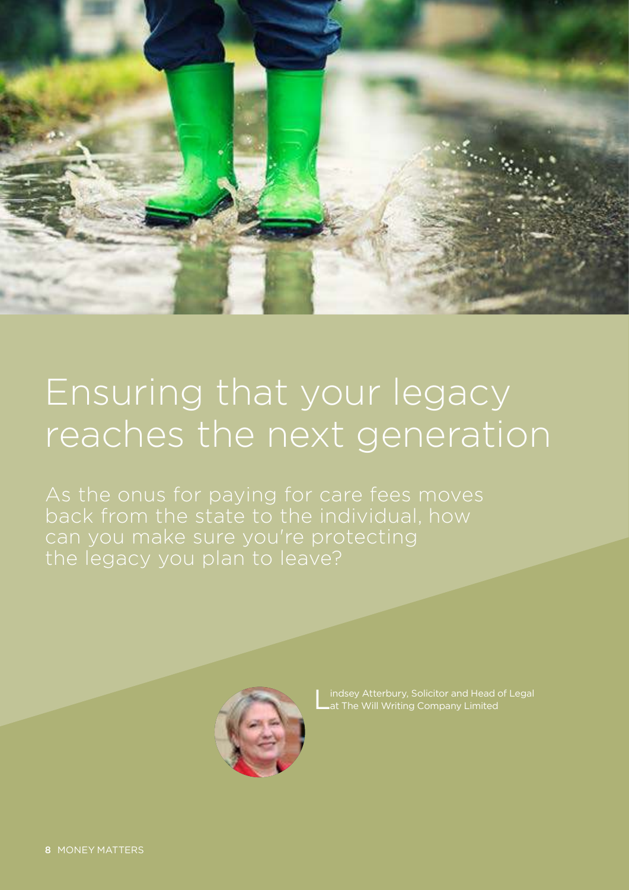# Ensuring that your legacy reaches the next generation

As the onus for paying for care fees moves back from the state to the individual, how can you make sure you're protecting the legacy you plan to leave?

Lindsey Atterbury, Solicitor and Head of Legal at The Will Writing Company Limited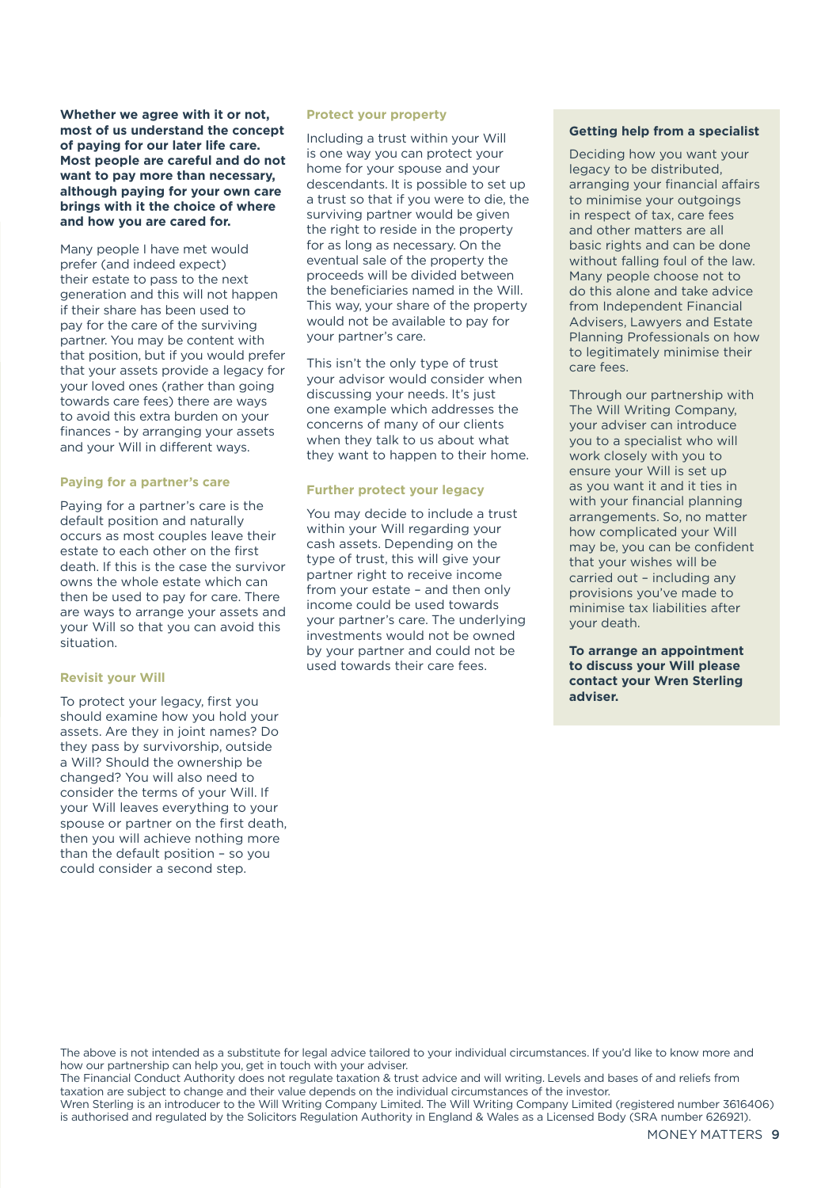**Whether we agree with it or not, most of us understand the concept of paying for our later life care. Most people are careful and do not want to pay more than necessary, although paying for your own care brings with it the choice of where and how you are cared for.**

Many people I have met would prefer (and indeed expect) their estate to pass to the next generation and this will not happen if their share has been used to pay for the care of the surviving partner. You may be content with that position, but if you would prefer that your assets provide a legacy for your loved ones (rather than going towards care fees) there are ways to avoid this extra burden on your finances - by arranging your assets and your Will in different ways.

### Paying for a partner's care

Paying for a partner's care is the default position and naturally occurs as most couples leave their estate to each other on the first death. If this is the case the survivor owns the whole estate which can then be used to pay for care. There are ways to arrange your assets and your Will so that you can avoid this situation.

### Revisit your Will

To protect your legacy, first you should examine how you hold your assets. Are they in joint names? Do they pass by survivorship, outside a Will? Should the ownership be changed? You will also need to consider the terms of your Will. If your Will leaves everything to your spouse or partner on the first death, then you will achieve nothing more than the default position – so you could consider a second step.

### Protect your property

Including a trust within your Will is one way you can protect your home for your spouse and your descendants. It is possible to set up a trust so that if you were to die, the surviving partner would be given the right to reside in the property for as long as necessary. On the eventual sale of the property the proceeds will be divided between the beneficiaries named in the Will. This way, your share of the property would not be available to pay for your partner's care.

This isn't the only type of trust your advisor would consider when discussing your needs. It's just one example which addresses the concerns of many of our clients when they talk to us about what they want to happen to their home.

### Further protect your legacy

You may decide to include a trust within your Will regarding your cash assets. Depending on the type of trust, this will give your partner right to receive income from your estate – and then only income could be used towards your partner's care. The underlying investments would not be owned by your partner and could not be used towards their care fees.

### Getting help from a specialist

Deciding how you want your legacy to be distributed, arranging your financial affairs to minimise your outgoings in respect of tax, care fees and other matters are all basic rights and can be done without falling foul of the law. Many people choose not to do this alone and take advice from Independent Financial Advisers, Lawyers and Estate Planning Professionals on how to legitimately minimise their care fees.

Through our partnership with The Will Writing Company, your adviser can introduce you to a specialist who will work closely with you to ensure your Will is set up as you want it and it ties in with your financial planning arrangements. So, no matter how complicated your Will may be, you can be confident that your wishes will be carried out – including any provisions you've made to minimise tax liabilities after your death.

**To arrange an appointment to discuss your Will please contact your Wren Sterling adviser.**

The above is not intended as a substitute for legal advice tailored to your individual circumstances. If you'd like to know more and how our partnership can help you, get in touch with your adviser.
The Financial Conduct Authority does not regulate taxation & trust advice and will writing. Levels and bases of and reliefs from taxation are subject to change and their value depends on the individual circumstances of the investor.
Wren Sterling is an introducer to the Will Writing Company Limited. The Will Writing Company Limited (registered number 3616406) is authorised and regulated by the Solicitors Regulation Authority in England & Wales as a Licensed Body (SRA number 626921).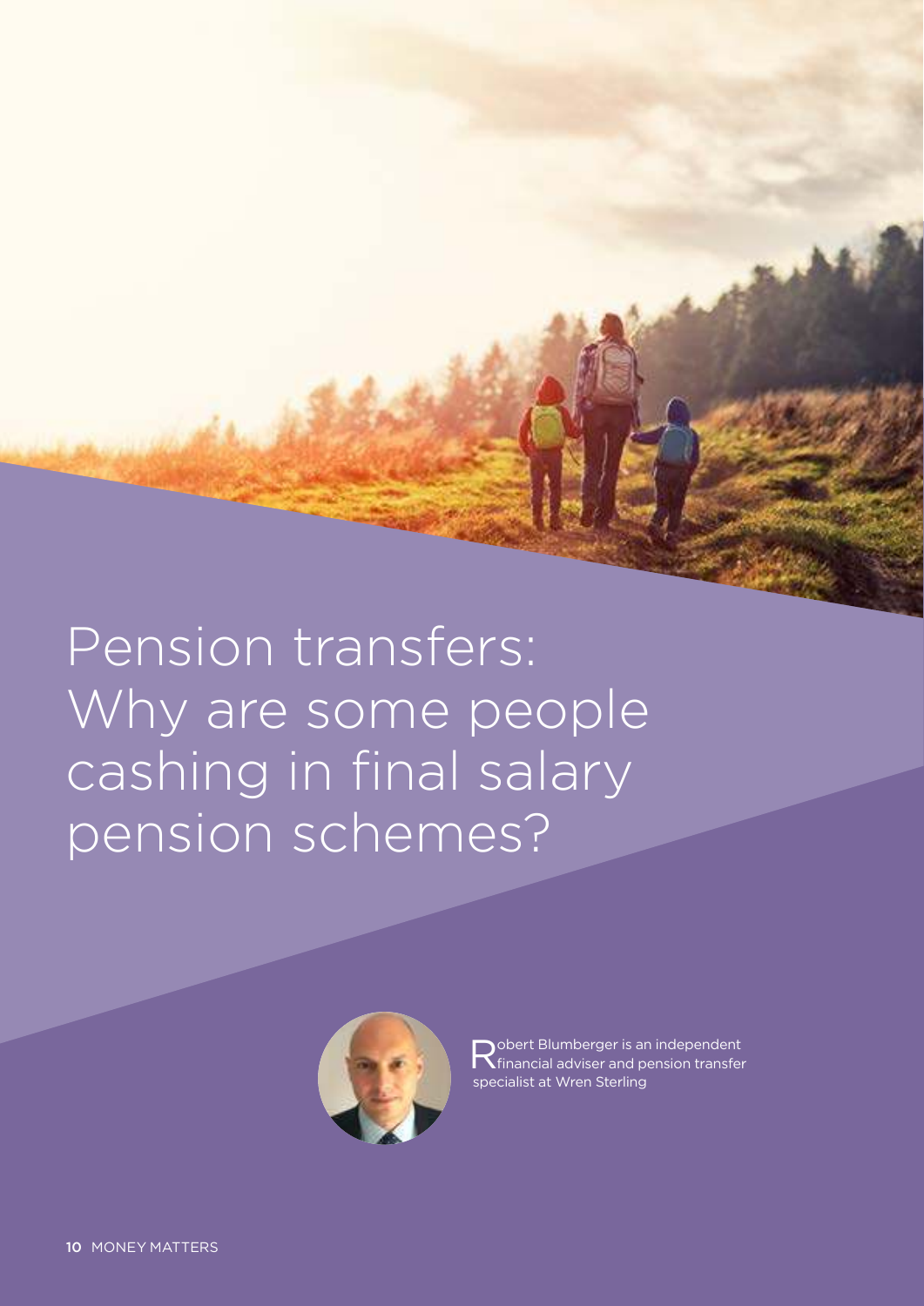# Pension transfers: Why are some people cashing in final salary pension schemes?

Robert Blumberger is an independent financial adviser and pension transfer specialist at Wren Sterling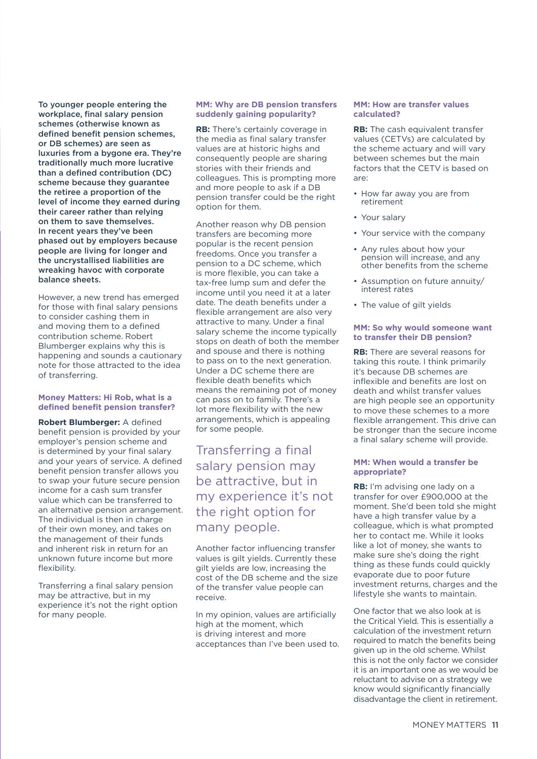**To younger people entering the workplace, final salary pension schemes (otherwise known as defined benefit pension schemes, or DB schemes) are seen as luxuries from a bygone era. They're traditionally much more lucrative than a defined contribution (DC) scheme because they guarantee the retiree a proportion of the level of income they earned during their career rather than relying on them to save themselves. In recent years they've been phased out by employers because people are living for longer and the uncrystallised liabilities are wreaking havoc with corporate balance sheets.**

However, a new trend has emerged for those with final salary pensions to consider cashing them in and moving them to a defined contribution scheme. Robert Blumberger explains why this is happening and sounds a cautionary note for those attracted to the idea of transferring.

### Money Matters: Hi Rob, what is a defined benefit pension transfer?

**Robert Blumberger:** A defined benefit pension is provided by your employer's pension scheme and is determined by your final salary and your years of service. A defined benefit pension transfer allows you to swap your future secure pension income for a cash sum transfer value which can be transferred to an alternative pension arrangement. The individual is then in charge of their own money, and takes on the management of their funds and inherent risk in return for an unknown future income but more flexibility.

Transferring a final salary pension may be attractive, but in my experience it's not the right option for many people.

### MM: Why are DB pension transfers suddenly gaining popularity?

**RB:** There's certainly coverage in the media as final salary transfer values are at historic highs and consequently people are sharing stories with their friends and colleagues. This is prompting more and more people to ask if a DB pension transfer could be the right option for them.

Another reason why DB pension transfers are becoming more popular is the recent pension freedoms. Once you transfer a pension to a DC scheme, which is more flexible, you can take a tax-free lump sum and defer the income until you need it at a later date. The death benefits under a flexible arrangement are also very attractive to many. Under a final salary scheme the income typically stops on death of both the member and spouse and there is nothing to pass on to the next generation. Under a DC scheme there are flexible death benefits which means the remaining pot of money can pass on to family. There's a lot more flexibility with the new arrangements, which is appealing for some people.

> Transferring a final salary pension may be attractive, but in my experience it's not the right option for many people.

Another factor influencing transfer values is gilt yields. Currently these gilt yields are low, increasing the cost of the DB scheme and the size of the transfer value people can receive.

In my opinion, values are artificially high at the moment, which is driving interest and more acceptances than I've been used to.

### MM: How are transfer values calculated?

**RB:** The cash equivalent transfer values (CETVs) are calculated by the scheme actuary and will vary between schemes but the main factors that the CETV is based on are:

- How far away you are from retirement
- Your salary
- Your service with the company
- Any rules about how your pension will increase, and any other benefits from the scheme
- Assumption on future annuity/interest rates
- The value of gilt yields

### MM: So why would someone want to transfer their DB pension?

**RB:** There are several reasons for taking this route. I think primarily it's because DB schemes are inflexible and benefits are lost on death and whilst transfer values are high people see an opportunity to move these schemes to a more flexible arrangement. This drive can be stronger than the secure income a final salary scheme will provide.

### MM: When would a transfer be appropriate?

**RB:** I'm advising one lady on a transfer for over £900,000 at the moment. She'd been told she might have a high transfer value by a colleague, which is what prompted her to contact me. While it looks like a lot of money, she wants to make sure she's doing the right thing as these funds could quickly evaporate due to poor future investment returns, charges and the lifestyle she wants to maintain.

One factor that we also look at is the Critical Yield. This is essentially a calculation of the investment return required to match the benefits being given up in the old scheme. Whilst this is not the only factor we consider it is an important one as we would be reluctant to advise on a strategy we know would significantly financially disadvantage the client in retirement.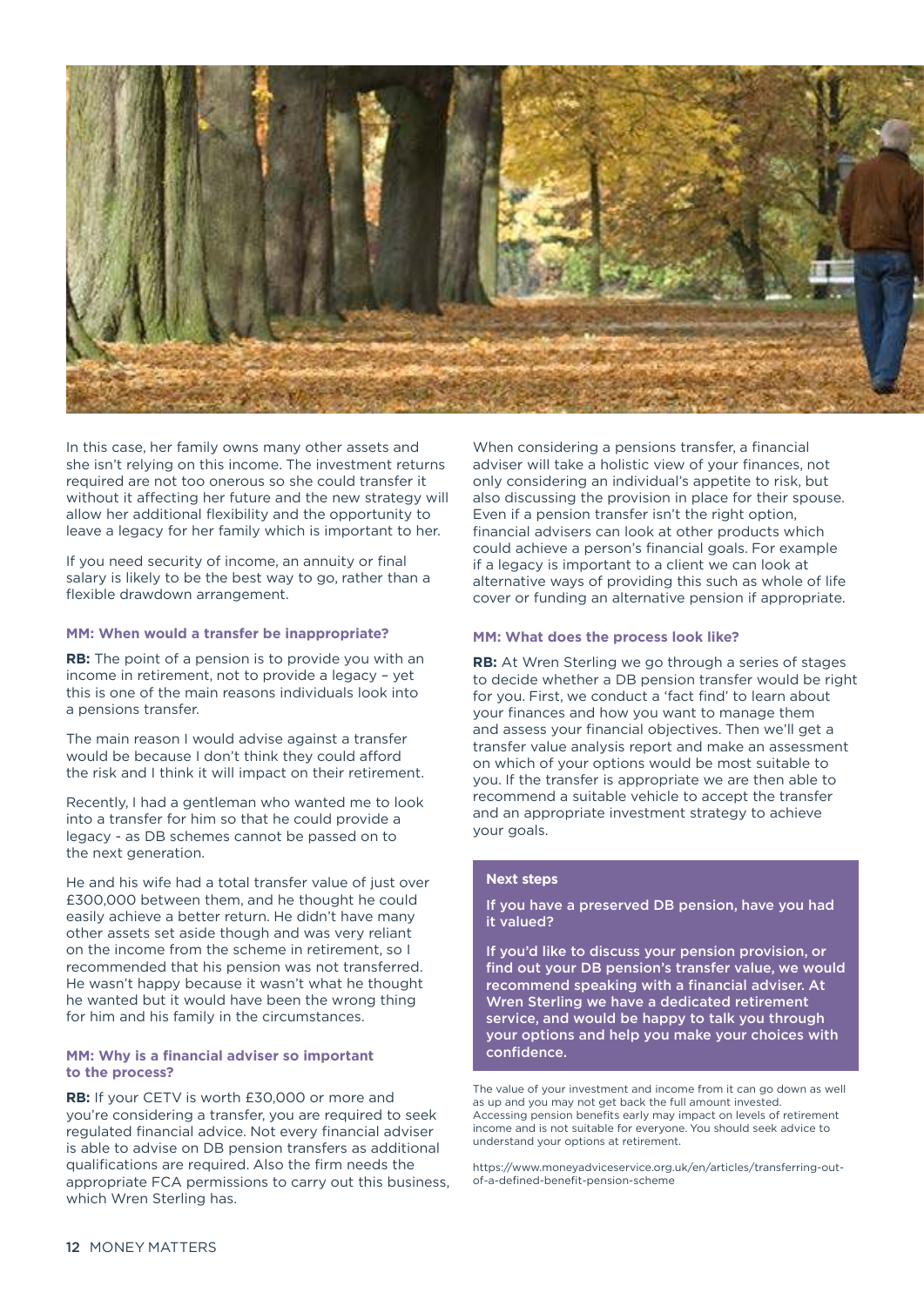In this case, her family owns many other assets and she isn't relying on this income. The investment returns required are not too onerous so she could transfer it without it affecting her future and the new strategy will allow her additional flexibility and the opportunity to leave a legacy for her family which is important to her.

If you need security of income, an annuity or final salary is likely to be the best way to go, rather than a flexible drawdown arrangement.

#### MM: When would a transfer be inappropriate?

**RB:** The point of a pension is to provide you with an income in retirement, not to provide a legacy – yet this is one of the main reasons individuals look into a pensions transfer.

The main reason I would advise against a transfer would be because I don't think they could afford the risk and I think it will impact on their retirement.

Recently, I had a gentleman who wanted me to look into a transfer for him so that he could provide a legacy - as DB schemes cannot be passed on to the next generation.

He and his wife had a total transfer value of just over £300,000 between them, and he thought he could easily achieve a better return. He didn't have many other assets set aside though and was very reliant on the income from the scheme in retirement, so I recommended that his pension was not transferred. He wasn't happy because it wasn't what he thought he wanted but it would have been the wrong thing for him and his family in the circumstances.

#### MM: Why is a financial adviser so important to the process?

**RB:** If your CETV is worth £30,000 or more and you're considering a transfer, you are required to seek regulated financial advice. Not every financial adviser is able to advise on DB pension transfers as additional qualifications are required. Also the firm needs the appropriate FCA permissions to carry out this business, which Wren Sterling has.

When considering a pensions transfer, a financial adviser will take a holistic view of your finances, not only considering an individual's appetite to risk, but also discussing the provision in place for their spouse. Even if a pension transfer isn't the right option, financial advisers can look at other products which could achieve a person's financial goals. For example if a legacy is important to a client we can look at alternative ways of providing this such as whole of life cover or funding an alternative pension if appropriate.

#### MM: What does the process look like?

**RB:** At Wren Sterling we go through a series of stages to decide whether a DB pension transfer would be right for you. First, we conduct a 'fact find' to learn about your finances and how you want to manage them and assess your financial objectives. Then we'll get a transfer value analysis report and make an assessment on which of your options would be most suitable to you. If the transfer is appropriate we are then able to recommend a suitable vehicle to accept the transfer and an appropriate investment strategy to achieve your goals.

#### Next steps

**If you have a preserved DB pension, have you had it valued?**

**If you'd like to discuss your pension provision, or find out your DB pension's transfer value, we would recommend speaking with a financial adviser. At Wren Sterling we have a dedicated retirement service, and would be happy to talk you through your options and help you make your choices with confidence.**

The value of your investment and income from it can go down as well as up and you may not get back the full amount invested. Accessing pension benefits early may impact on levels of retirement income and is not suitable for everyone. You should seek advice to understand your options at retirement.

https://www.moneyadviceservice.org.uk/en/articles/transferring-out-of-a-defined-benefit-pension-scheme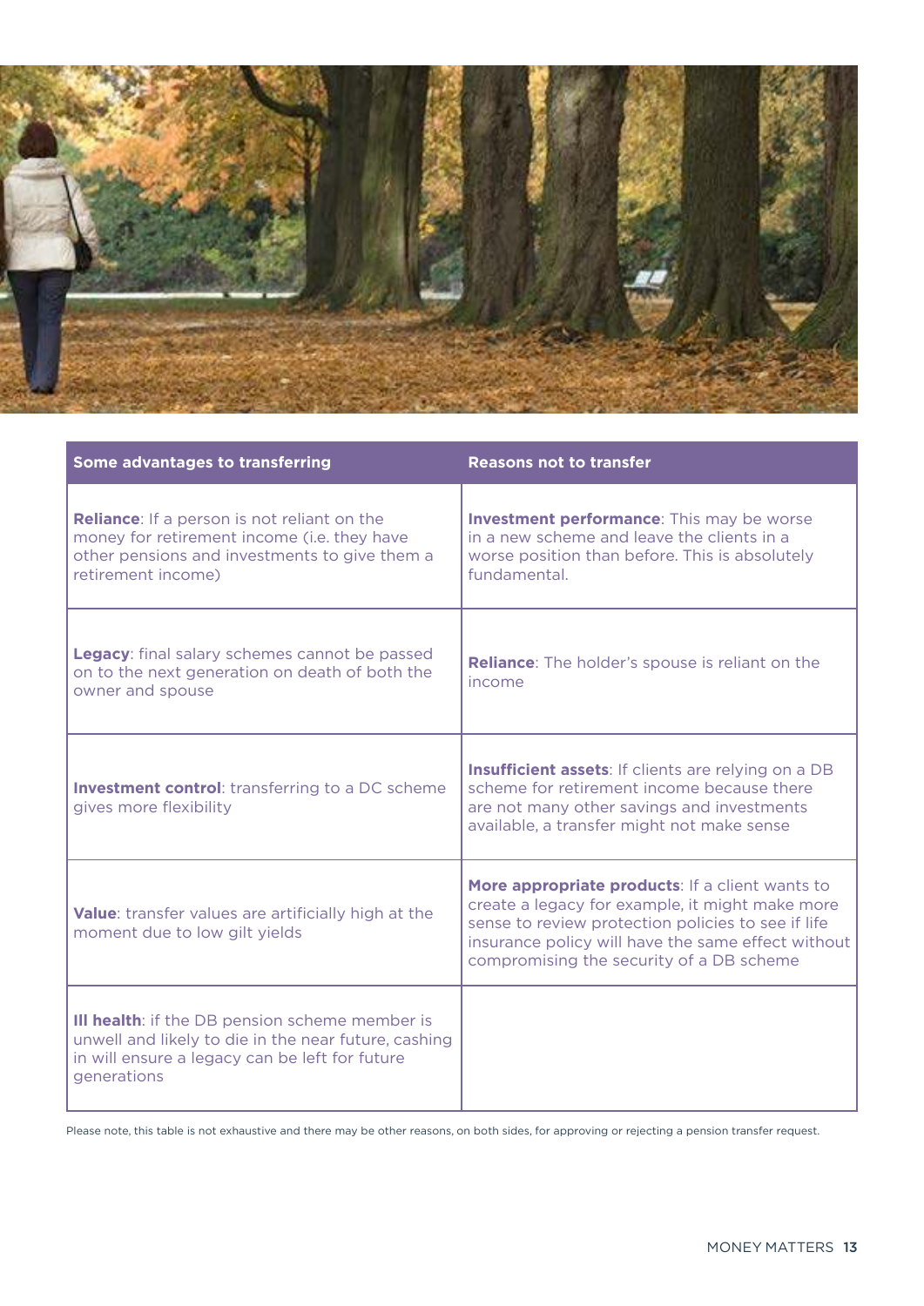| Some advantages to transferring | Reasons not to transfer |
|---|---|
| **Reliance**: If a person is not reliant on the money for retirement income (i.e. they have other pensions and investments to give them a retirement income) | **Investment performance**: This may be worse in a new scheme and leave the clients in a worse position than before. This is absolutely fundamental. |
| **Legacy**: final salary schemes cannot be passed on to the next generation on death of both the owner and spouse | **Reliance**: The holder's spouse is reliant on the income |
| **Investment control**: transferring to a DC scheme gives more flexibility | **Insufficient assets**: If clients are relying on a DB scheme for retirement income because there are not many other savings and investments available, a transfer might not make sense |
| **Value**: transfer values are artificially high at the moment due to low gilt yields | **More appropriate products**: If a client wants to create a legacy for example, it might make more sense to review protection policies to see if life insurance policy will have the same effect without compromising the security of a DB scheme |
| **Ill health**: if the DB pension scheme member is unwell and likely to die in the near future, cashing in will ensure a legacy can be left for future generations | |

Please note, this table is not exhaustive and there may be other reasons, on both sides, for approving or rejecting a pension transfer request.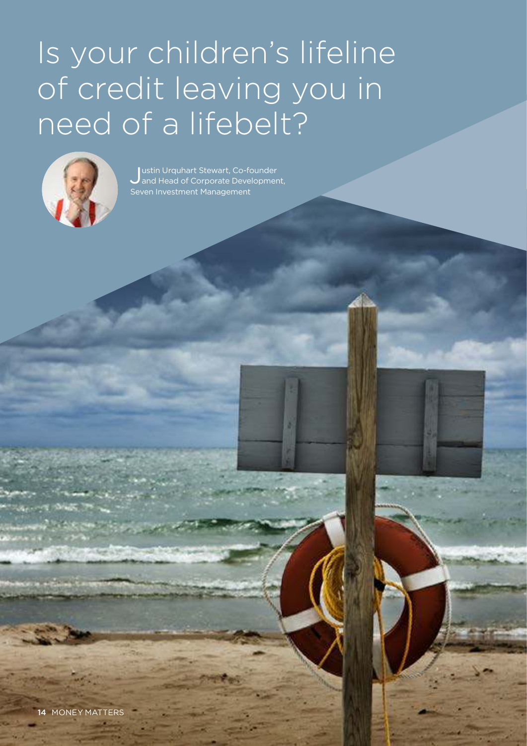# Is your children's lifeline of credit leaving you in need of a lifebelt?

Justin Urquhart Stewart, Co-founder and Head of Corporate Development, Seven Investment Management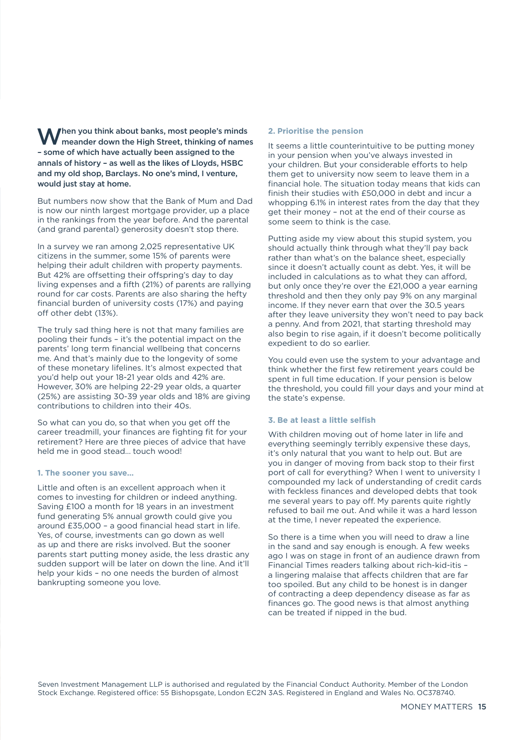**When you think about banks, most people's minds meander down the High Street, thinking of names – some of which have actually been assigned to the annals of history – as well as the likes of Lloyds, HSBC and my old shop, Barclays. No one's mind, I venture, would just stay at home.**

But numbers now show that the Bank of Mum and Dad is now our ninth largest mortgage provider, up a place in the rankings from the year before. And the parental (and grand parental) generosity doesn't stop there.

In a survey we ran among 2,025 representative UK citizens in the summer, some 15% of parents were helping their adult children with property payments. But 42% are offsetting their offspring's day to day living expenses and a fifth (21%) of parents are rallying round for car costs. Parents are also sharing the hefty financial burden of university costs (17%) and paying off other debt (13%).

The truly sad thing here is not that many families are pooling their funds – it's the potential impact on the parents' long term financial wellbeing that concerns me. And that's mainly due to the longevity of some of these monetary lifelines. It's almost expected that you'd help out your 18-21 year olds and 42% are. However, 30% are helping 22-29 year olds, a quarter (25%) are assisting 30-39 year olds and 18% are giving contributions to children into their 40s.

So what can you do, so that when you get off the career treadmill, your finances are fighting fit for your retirement? Here are three pieces of advice that have held me in good stead… touch wood!

### 1. The sooner you save…

Little and often is an excellent approach when it comes to investing for children or indeed anything. Saving £100 a month for 18 years in an investment fund generating 5% annual growth could give you around £35,000 – a good financial head start in life. Yes, of course, investments can go down as well as up and there are risks involved. But the sooner parents start putting money aside, the less drastic any sudden support will be later on down the line. And it'll help your kids – no one needs the burden of almost bankrupting someone you love.

### 2. Prioritise the pension

It seems a little counterintuitive to be putting money in your pension when you've always invested in your children. But your considerable efforts to help them get to university now seem to leave them in a financial hole. The situation today means that kids can finish their studies with £50,000 in debt and incur a whopping 6.1% in interest rates from the day that they get their money – not at the end of their course as some seem to think is the case.

Putting aside my view about this stupid system, you should actually think through what they'll pay back rather than what's on the balance sheet, especially since it doesn't actually count as debt. Yes, it will be included in calculations as to what they can afford, but only once they're over the £21,000 a year earning threshold and then they only pay 9% on any marginal income. If they never earn that over the 30.5 years after they leave university they won't need to pay back a penny. And from 2021, that starting threshold may also begin to rise again, if it doesn't become politically expedient to do so earlier.

You could even use the system to your advantage and think whether the first few retirement years could be spent in full time education. If your pension is below the threshold, you could fill your days and your mind at the state's expense.

### 3. Be at least a little selfish

With children moving out of home later in life and everything seemingly terribly expensive these days, it's only natural that you want to help out. But are you in danger of moving from back stop to their first port of call for everything? When I went to university I compounded my lack of understanding of credit cards with feckless finances and developed debts that took me several years to pay off. My parents quite rightly refused to bail me out. And while it was a hard lesson at the time, I never repeated the experience.

So there is a time when you will need to draw a line in the sand and say enough is enough. A few weeks ago I was on stage in front of an audience drawn from Financial Times readers talking about rich-kid-itis – a lingering malaise that affects children that are far too spoiled. But any child to be honest is in danger of contracting a deep dependency disease as far as finances go. The good news is that almost anything can be treated if nipped in the bud.

Seven Investment Management LLP is authorised and regulated by the Financial Conduct Authority. Member of the London Stock Exchange. Registered office: 55 Bishopsgate, London EC2N 3AS. Registered in England and Wales No. OC378740.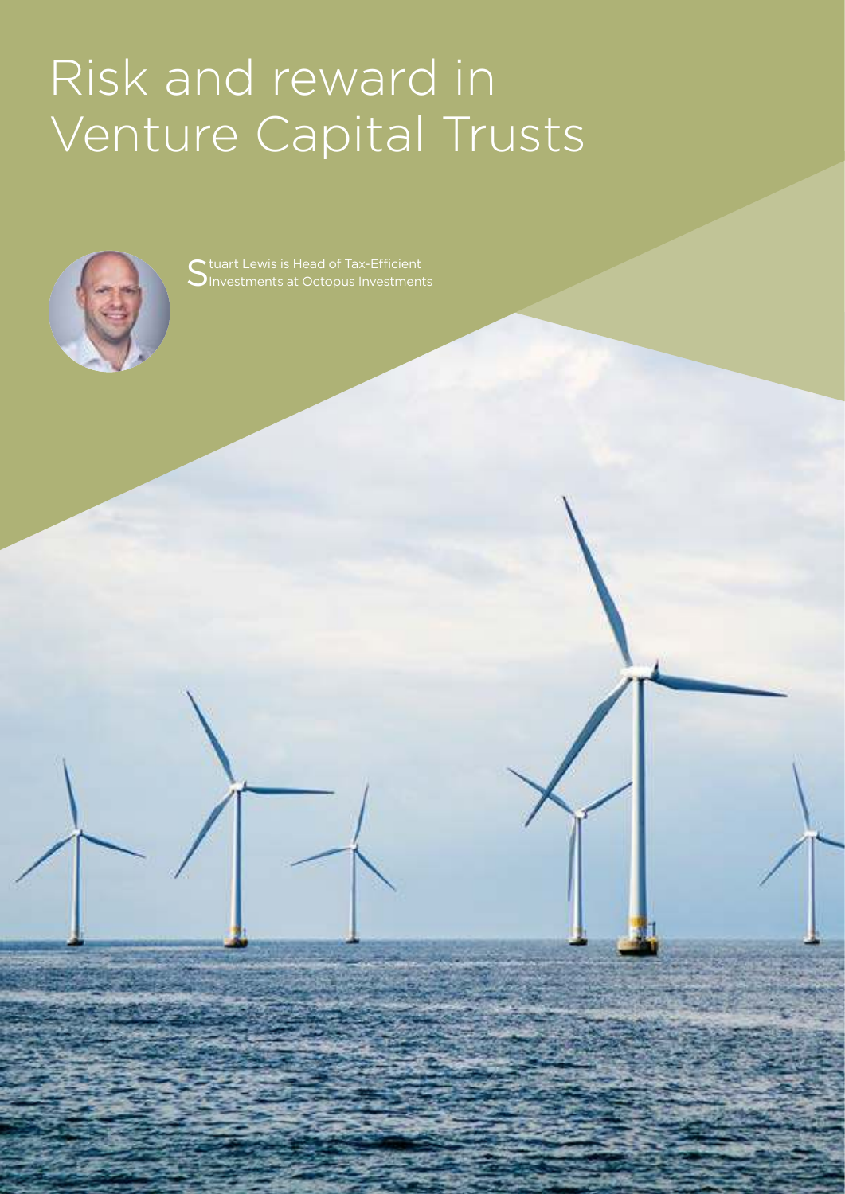# Risk and reward in Venture Capital Trusts

Stuart Lewis is Head of Tax-Efficient Investments at Octopus Investments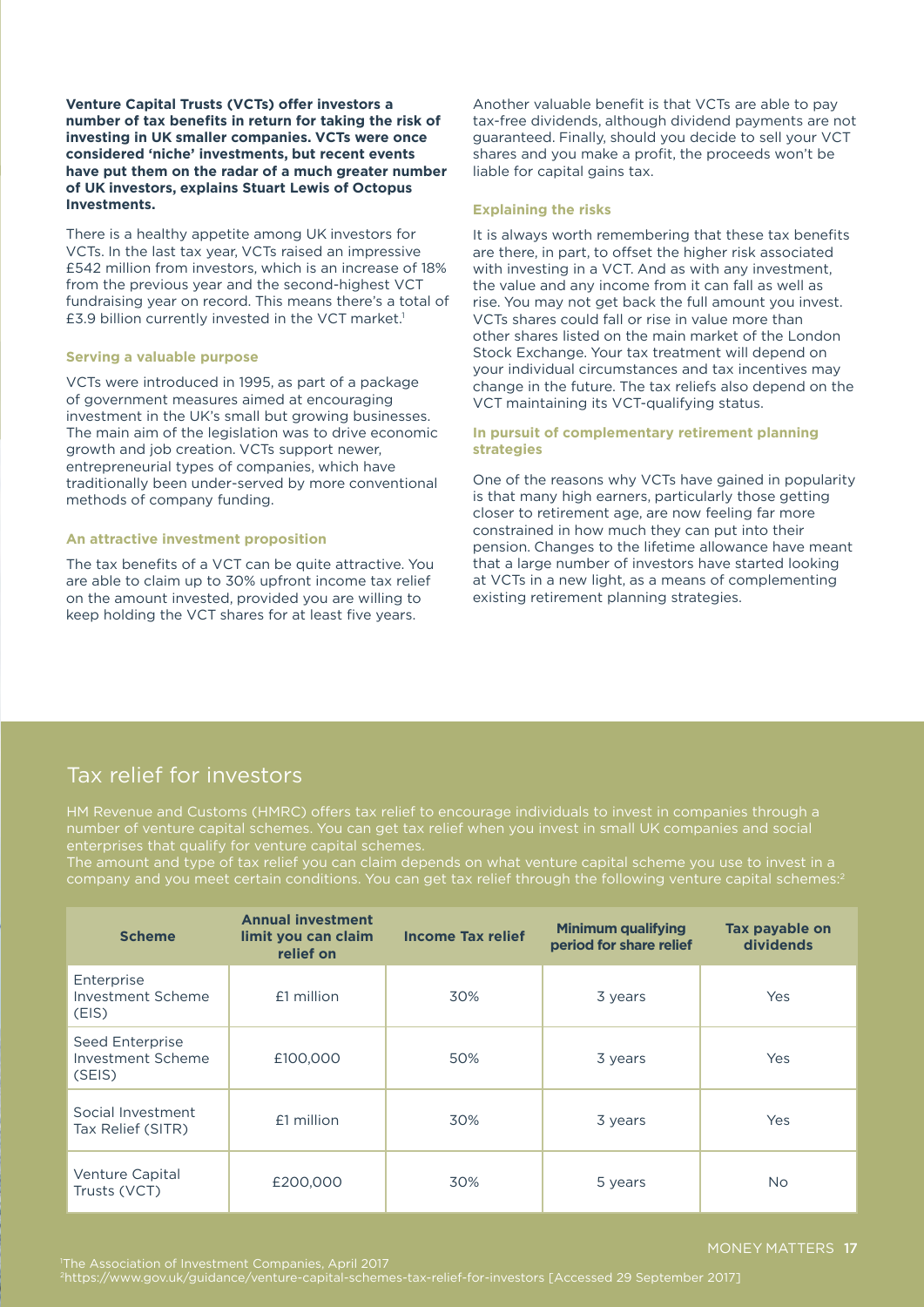**Venture Capital Trusts (VCTs) offer investors a number of tax benefits in return for taking the risk of investing in UK smaller companies. VCTs were once considered 'niche' investments, but recent events have put them on the radar of a much greater number of UK investors, explains Stuart Lewis of Octopus Investments.**

There is a healthy appetite among UK investors for VCTs. In the last tax year, VCTs raised an impressive £542 million from investors, which is an increase of 18% from the previous year and the second-highest VCT fundraising year on record. This means there's a total of £3.9 billion currently invested in the VCT market.[1]

### Serving a valuable purpose

VCTs were introduced in 1995, as part of a package of government measures aimed at encouraging investment in the UK's small but growing businesses. The main aim of the legislation was to drive economic growth and job creation. VCTs support newer, entrepreneurial types of companies, which have traditionally been under-served by more conventional methods of company funding.

### An attractive investment proposition

The tax benefits of a VCT can be quite attractive. You are able to claim up to 30% upfront income tax relief on the amount invested, provided you are willing to keep holding the VCT shares for at least five years.

Another valuable benefit is that VCTs are able to pay tax-free dividends, although dividend payments are not guaranteed. Finally, should you decide to sell your VCT shares and you make a profit, the proceeds won't be liable for capital gains tax.

### Explaining the risks

It is always worth remembering that these tax benefits are there, in part, to offset the higher risk associated with investing in a VCT. And as with any investment, the value and any income from it can fall as well as rise. You may not get back the full amount you invest. VCTs shares could fall or rise in value more than other shares listed on the main market of the London Stock Exchange. Your tax treatment will depend on your individual circumstances and tax incentives may change in the future. The tax reliefs also depend on the VCT maintaining its VCT-qualifying status.

### In pursuit of complementary retirement planning strategies

One of the reasons why VCTs have gained in popularity is that many high earners, particularly those getting closer to retirement age, are now feeling far more constrained in how much they can put into their pension. Changes to the lifetime allowance have meant that a large number of investors have started looking at VCTs in a new light, as a means of complementing existing retirement planning strategies.

## Tax relief for investors

HM Revenue and Customs (HMRC) offers tax relief to encourage individuals to invest in companies through a number of venture capital schemes. You can get tax relief when you invest in small UK companies and social enterprises that qualify for venture capital schemes.

The amount and type of tax relief you can claim depends on what venture capital scheme you use to invest in a company and you meet certain conditions. You can get tax relief through the following venture capital schemes:[2]

| Scheme | Annual investment limit you can claim relief on | Income Tax relief | Minimum qualifying period for share relief | Tax payable on dividends |
|---|---|---|---|---|
| Enterprise Investment Scheme (EIS) | £1 million | 30% | 3 years | Yes |
| Seed Enterprise Investment Scheme (SEIS) | £100,000 | 50% | 3 years | Yes |
| Social Investment Tax Relief (SITR) | £1 million | 30% | 3 years | Yes |
| Venture Capital Trusts (VCT) | £200,000 | 30% | 5 years | No |

[1]The Association of Investment Companies, April 2017
[2]https://www.gov.uk/guidance/venture-capital-schemes-tax-relief-for-investors [Accessed 29 September 2017]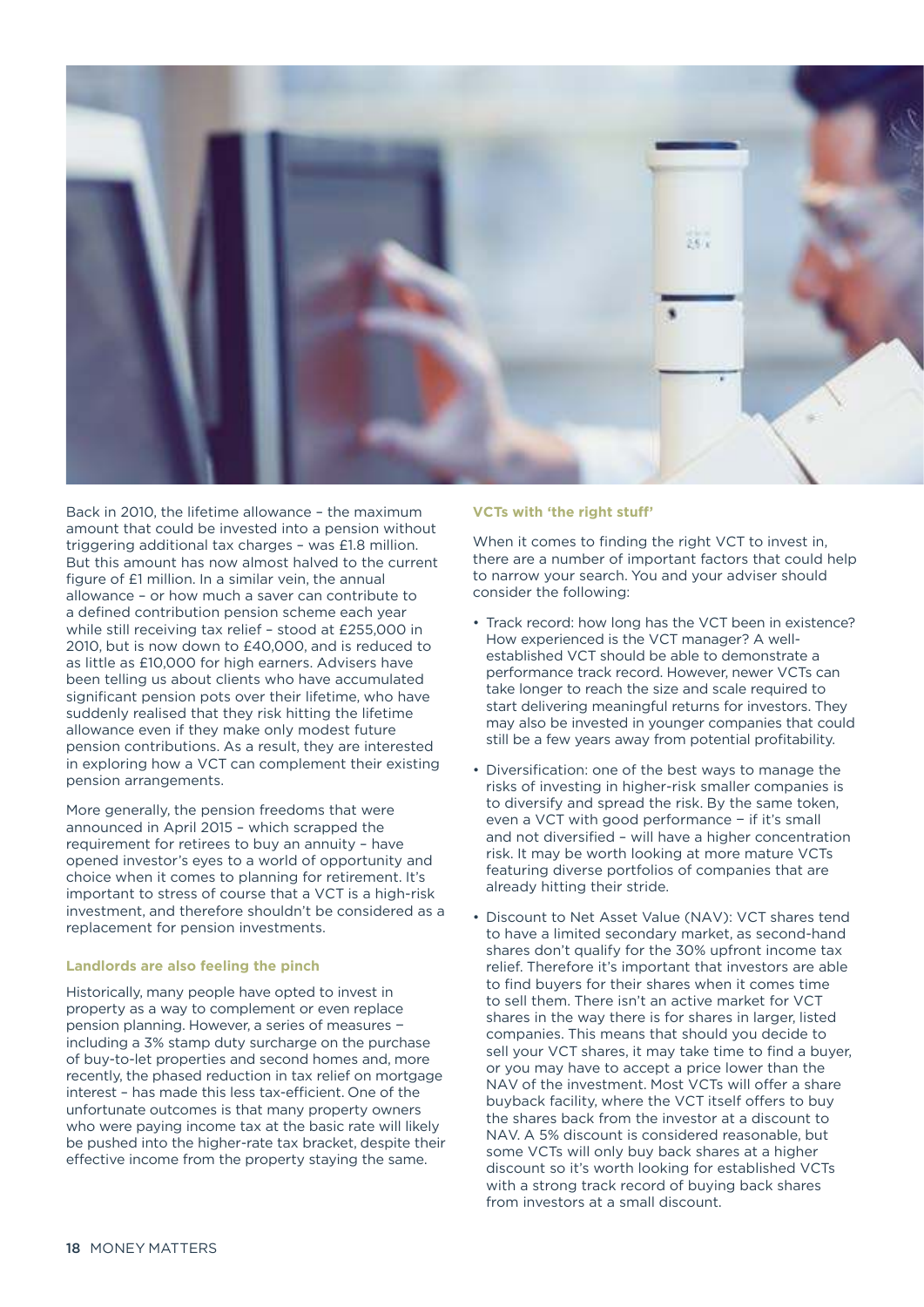Back in 2010, the lifetime allowance – the maximum amount that could be invested into a pension without triggering additional tax charges – was £1.8 million. But this amount has now almost halved to the current figure of £1 million. In a similar vein, the annual allowance – or how much a saver can contribute to a defined contribution pension scheme each year while still receiving tax relief – stood at £255,000 in 2010, but is now down to £40,000, and is reduced to as little as £10,000 for high earners. Advisers have been telling us about clients who have accumulated significant pension pots over their lifetime, who have suddenly realised that they risk hitting the lifetime allowance even if they make only modest future pension contributions. As a result, they are interested in exploring how a VCT can complement their existing pension arrangements.

More generally, the pension freedoms that were announced in April 2015 – which scrapped the requirement for retirees to buy an annuity – have opened investor's eyes to a world of opportunity and choice when it comes to planning for retirement. It's important to stress of course that a VCT is a high-risk investment, and therefore shouldn't be considered as a replacement for pension investments.

### Landlords are also feeling the pinch

Historically, many people have opted to invest in property as a way to complement or even replace pension planning. However, a series of measures – including a 3% stamp duty surcharge on the purchase of buy-to-let properties and second homes and, more recently, the phased reduction in tax relief on mortgage interest – has made this less tax-efficient. One of the unfortunate outcomes is that many property owners who were paying income tax at the basic rate will likely be pushed into the higher-rate tax bracket, despite their effective income from the property staying the same.

### VCTs with 'the right stuff'

When it comes to finding the right VCT to invest in, there are a number of important factors that could help to narrow your search. You and your adviser should consider the following:

- Track record: how long has the VCT been in existence? How experienced is the VCT manager? A well-established VCT should be able to demonstrate a performance track record. However, newer VCTs can take longer to reach the size and scale required to start delivering meaningful returns for investors. They may also be invested in younger companies that could still be a few years away from potential profitability.
- Diversification: one of the best ways to manage the risks of investing in higher-risk smaller companies is to diversify and spread the risk. By the same token, even a VCT with good performance – if it's small and not diversified – will have a higher concentration risk. It may be worth looking at more mature VCTs featuring diverse portfolios of companies that are already hitting their stride.
- Discount to Net Asset Value (NAV): VCT shares tend to have a limited secondary market, as second-hand shares don't qualify for the 30% upfront income tax relief. Therefore it's important that investors are able to find buyers for their shares when it comes time to sell them. There isn't an active market for VCT shares in the way there is for shares in larger, listed companies. This means that should you decide to sell your VCT shares, it may take time to find a buyer, or you may have to accept a price lower than the NAV of the investment. Most VCTs will offer a share buyback facility, where the VCT itself offers to buy the shares back from the investor at a discount to NAV. A 5% discount is considered reasonable, but some VCTs will only buy back shares at a higher discount so it's worth looking for established VCTs with a strong track record of buying back shares from investors at a small discount.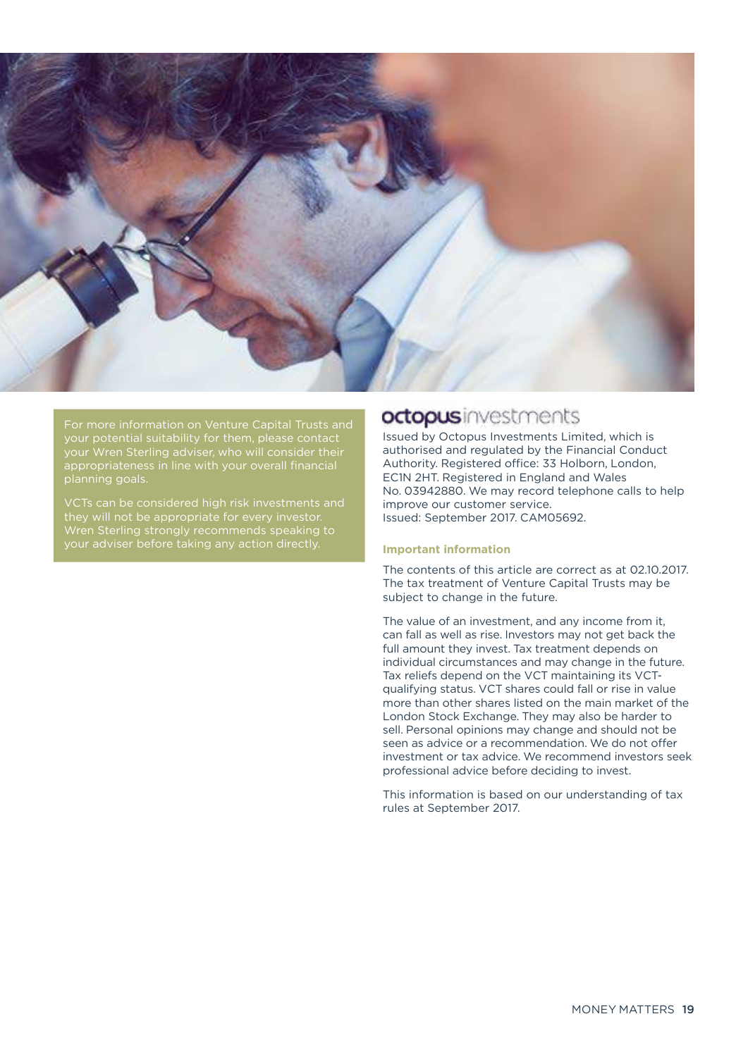For more information on Venture Capital Trusts and your potential suitability for them, please contact your Wren Sterling adviser, who will consider their appropriateness in line with your overall financial planning goals.

VCTs can be considered high risk investments and they will not be appropriate for every investor. Wren Sterling strongly recommends speaking to your adviser before taking any action directly.

**octopus**investments

Issued by Octopus Investments Limited, which is authorised and regulated by the Financial Conduct Authority. Registered office: 33 Holborn, London, EC1N 2HT. Registered in England and Wales No. 03942880. We may record telephone calls to help improve our customer service.
Issued: September 2017. CAM05692.

**Important information**

The contents of this article are correct as at 02.10.2017. The tax treatment of Venture Capital Trusts may be subject to change in the future.

The value of an investment, and any income from it, can fall as well as rise. Investors may not get back the full amount they invest. Tax treatment depends on individual circumstances and may change in the future. Tax reliefs depend on the VCT maintaining its VCT-qualifying status. VCT shares could fall or rise in value more than other shares listed on the main market of the London Stock Exchange. They may also be harder to sell. Personal opinions may change and should not be seen as advice or a recommendation. We do not offer investment or tax advice. We recommend investors seek professional advice before deciding to invest.

This information is based on our understanding of tax rules at September 2017.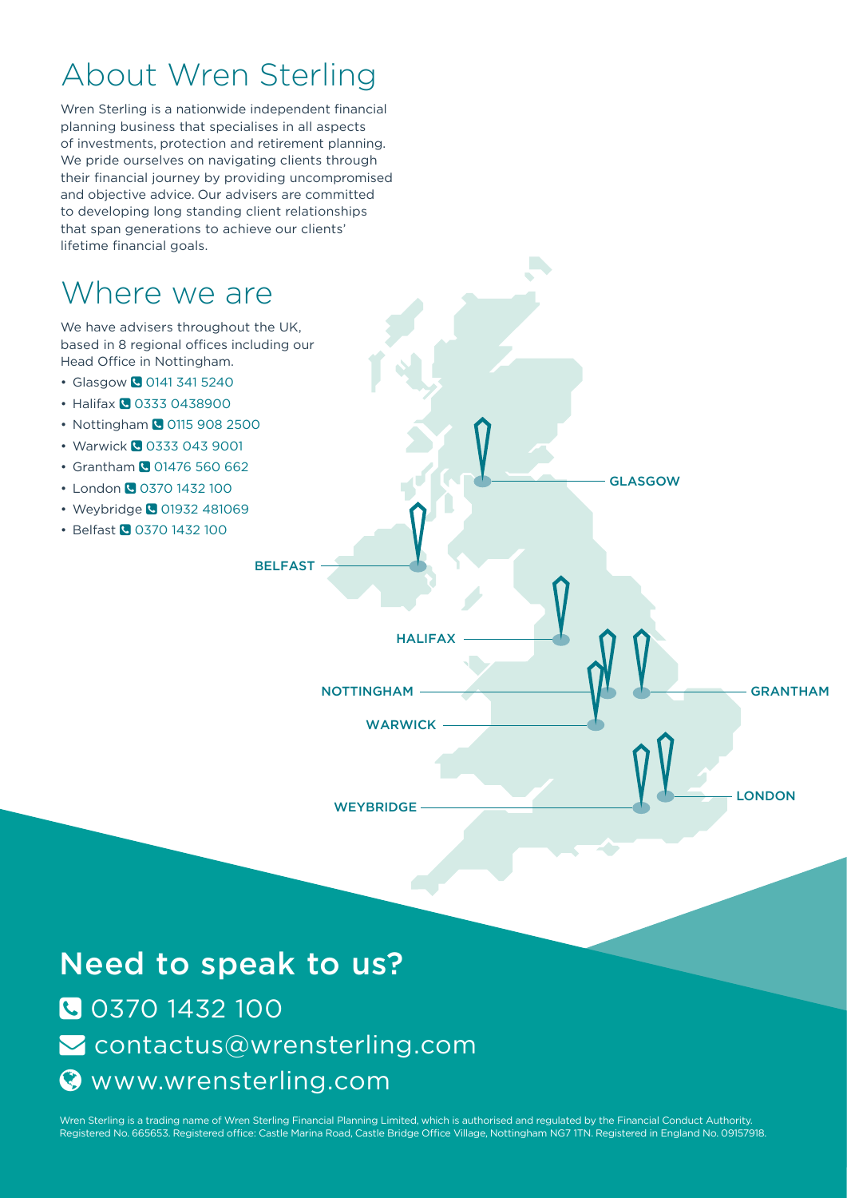# About Wren Sterling

Wren Sterling is a nationwide independent financial planning business that specialises in all aspects of investments, protection and retirement planning. We pride ourselves on navigating clients through their financial journey by providing uncompromised and objective advice. Our advisers are committed to developing long standing client relationships that span generations to achieve our clients' lifetime financial goals.

# Where we are

We have advisers throughout the UK, based in 8 regional offices including our Head Office in Nottingham.

- Glasgow 0141 341 5240
- Halifax 0333 0438900
- Nottingham 0115 908 2500
- Warwick 0333 043 9001
- Grantham 01476 560 662
- London 0370 1432 100
- Weybridge 01932 481069
- Belfast 0370 1432 100

GLASGOW

BELFAST

HALIFAX

NOTTINGHAM

GRANTHAM

WARWICK

LONDON

WEYBRIDGE

## Need to speak to us?

0370 1432 100

contactus@wrensterling.com

www.wrensterling.com

Wren Sterling is a trading name of Wren Sterling Financial Planning Limited, which is authorised and regulated by the Financial Conduct Authority. Registered No. 665653. Registered office: Castle Marina Road, Castle Bridge Office Village, Nottingham NG7 1TN. Registered in England No. 09157918.